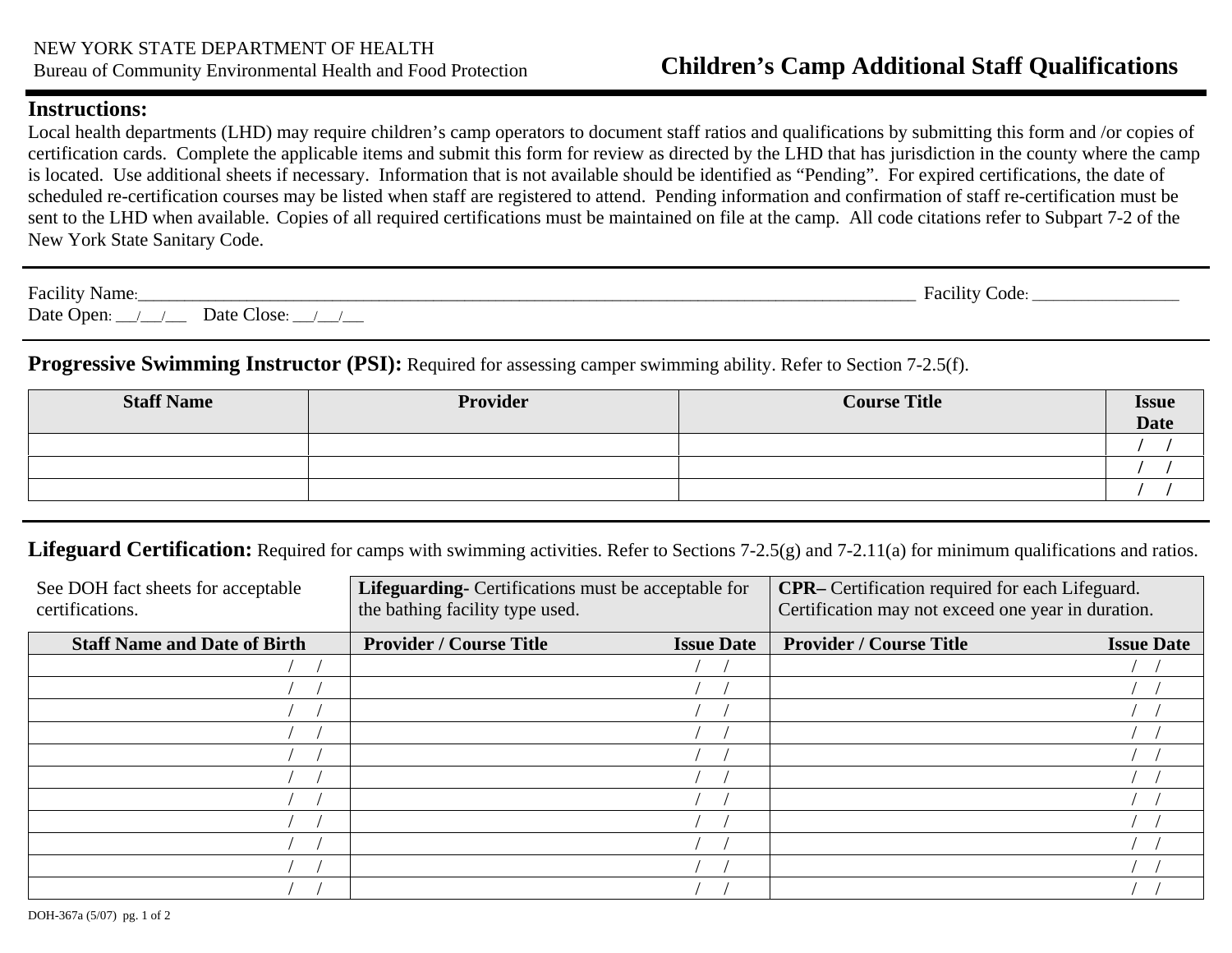NEW YORK STATE DEPARTMENT OF HEALTH
Bureau of Community Environmental Health and Food Protection

# Children's Camp Additional Staff Qualifications

## Instructions:

Local health departments (LHD) may require children's camp operators to document staff ratios and qualifications by submitting this form and /or copies of certification cards. Complete the applicable items and submit this form for review as directed by the LHD that has jurisdiction in the county where the camp is located. Use additional sheets if necessary. Information that is not available should be identified as "Pending". For expired certifications, the date of scheduled re-certification courses may be listed when staff are registered to attend. Pending information and confirmation of staff re-certification must be sent to the LHD when available. Copies of all required certifications must be maintained on file at the camp. All code citations refer to Subpart 7-2 of the New York State Sanitary Code.

Facility Name:______________________________________________ Facility Code: ________________
Date Open: __/__/__ Date Close: __/__/__

## Progressive Swimming Instructor (PSI): Required for assessing camper swimming ability. Refer to Section 7-2.5(f).

| Staff Name | Provider | Course Title | Issue Date |
|---|---|---|---|
| | | | / / |
| | | | / / |
| | | | / / |

## Lifeguard Certification: Required for camps with swimming activities. Refer to Sections 7-2.5(g) and 7-2.11(a) for minimum qualifications and ratios.

| See DOH fact sheets for acceptable certifications. | **Lifeguarding-** Certifications must be acceptable for the bathing facility type used. | | **CPR–** Certification required for each Lifeguard. Certification may not exceed one year in duration. | |
|---|---|---|---|---|
| **Staff Name and Date of Birth** | **Provider / Course Title** | **Issue Date** | **Provider / Course Title** | **Issue Date** |
| / / | | / / | | / / |
| / / | | / / | | / / |
| / / | | / / | | / / |
| / / | | / / | | / / |
| / / | | / / | | / / |
| / / | | / / | | / / |
| / / | | / / | | / / |
| / / | | / / | | / / |
| / / | | / / | | / / |
| / / | | / / | | / / |
| / / | | / / | | / / |

DOH-367a (5/07)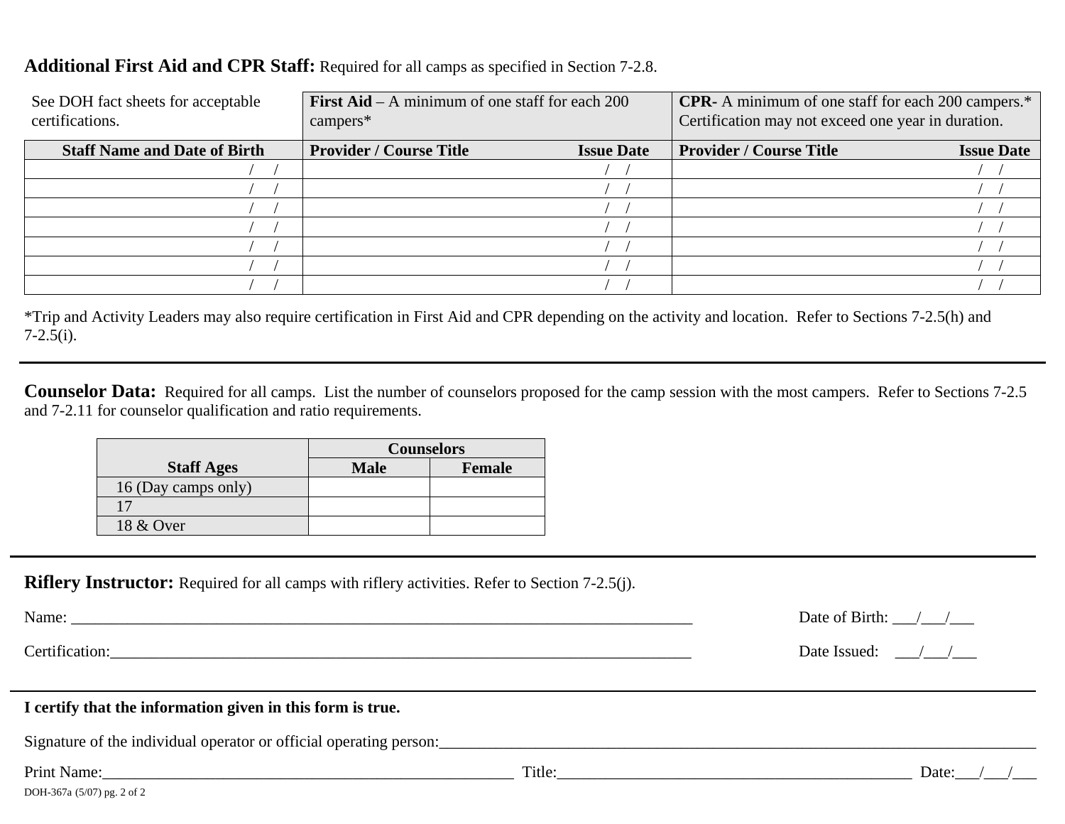**Additional First Aid and CPR Staff:** Required for all camps as specified in Section 7-2.8.

| See DOH fact sheets for acceptable certifications. | **First Aid** – A minimum of one staff for each 200 campers* | | **CPR**- A minimum of one staff for each 200 campers.* Certification may not exceed one year in duration. | |
|---|---|---|---|---|
| **Staff Name and Date of Birth** | **Provider / Course Title** | **Issue Date** | **Provider / Course Title** | **Issue Date** |
| / / | | / / | | / / |
| / / | | / / | | / / |
| / / | | / / | | / / |
| / / | | / / | | / / |
| / / | | / / | | / / |
| / / | | / / | | / / |
| / / | | / / | | / / |

*Trip and Activity Leaders may also require certification in First Aid and CPR depending on the activity and location. Refer to Sections 7-2.5(h) and 7-2.5(i).

---

**Counselor Data:** Required for all camps. List the number of counselors proposed for the camp session with the most campers. Refer to Sections 7-2.5 and 7-2.11 for counselor qualification and ratio requirements.

| | Counselors | |
|---|---|---|
| **Staff Ages** | **Male** | **Female** |
| 16 (Day camps only) | | |
| 17 | | |
| 18 & Over | | |

---

**Riflery Instructor:** Required for all camps with riflery activities. Refer to Section 7-2.5(j).

Name: ______________________________________________________________________________ Date of Birth: ___/___/___

Certification:__________________________________________________________________________ Date Issued: ___/___/___

---

**I certify that the information given in this form is true.**

Signature of the individual operator or official operating person:_______________________________________________________________

Print Name:_____________________________________________ Title:________________________________________ Date:___/___/___

DOH-367a (5/07) pg. 2 of 2